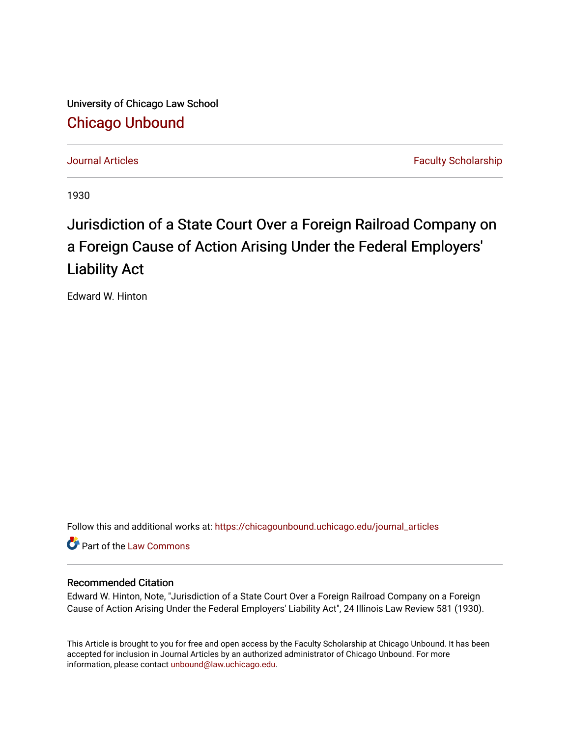University of Chicago Law School

Chicago Unbound

Journal Articles | Faculty Scholarship

1930

# Jurisdiction of a State Court Over a Foreign Railroad Company on a Foreign Cause of Action Arising Under the Federal Employers' Liability Act

Edward W. Hinton

Follow this and additional works at: https://chicagounbound.uchicago.edu/journal_articles

Part of the Law Commons

### Recommended Citation

Edward W. Hinton, Note, "Jurisdiction of a State Court Over a Foreign Railroad Company on a Foreign Cause of Action Arising Under the Federal Employers' Liability Act", 24 Illinois Law Review 581 (1930).

This Article is brought to you for free and open access by the Faculty Scholarship at Chicago Unbound. It has been accepted for inclusion in Journal Articles by an authorized administrator of Chicago Unbound. For more information, please contact unbound@law.uchicago.edu.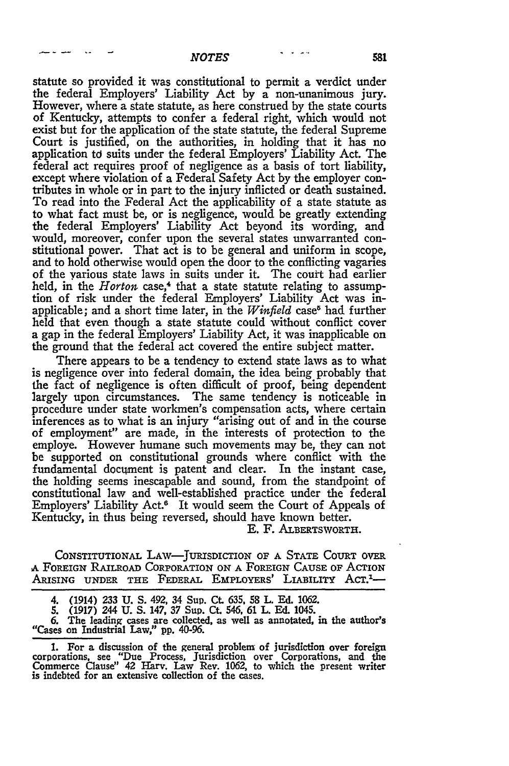statute so provided it was constitutional to permit a verdict under the federal Employers' Liability Act by a non-unanimous jury. However, where a state statute, as here construed by the state courts of Kentucky, attempts to confer a federal right, which would not exist but for the application of the state statute, the federal Supreme Court is justified, on the authorities, in holding that it has no application to suits under the federal Employers' Liability Act. The federal act requires proof of negligence as a basis of tort liability, except where violation of a Federal Safety Act by the employer contributes in whole or in part to the injury inflicted or death sustained. To read into the Federal Act the applicability of a state statute as to what fact must be, or is negligence, would be greatly extending the federal Employers' Liability Act beyond its wording, and would, moreover, confer upon the several states unwarranted constitutional power. That act is to be general and uniform in scope, and to hold otherwise would open the door to the conflicting vagaries of the various state laws in suits under it. The court had earlier held, in the *Horton* case,[4] that a state statute relating to assumption of risk under the federal Employers' Liability Act was inapplicable; and a short time later, in the *Winfield* case[5] had further held that even though a state statute could without conflict cover a gap in the federal Employers' Liability Act, it was inapplicable on the ground that the federal act covered the entire subject matter.

There appears to be a tendency to extend state laws as to what is negligence over into federal domain, the idea being probably that the fact of negligence is often difficult of proof, being dependent largely upon circumstances. The same tendency is noticeable in procedure under state workmen's compensation acts, where certain inferences as to what is an injury "arising out of and in the course of employment" are made, in the interests of protection to the employe. However humane such movements may be, they can not be supported on constitutional grounds where conflict with the fundamental document is patent and clear. In the instant case, the holding seems inescapable and sound, from the standpoint of constitutional law and well-established practice under the federal Employers' Liability Act.[6] It would seem the Court of Appeals of Kentucky, in thus being reversed, should have known better.

E. F. ALBERTSWORTH.

CONSTITUTIONAL LAW—JURISDICTION OF A STATE COURT OVER A FOREIGN RAILROAD CORPORATION ON A FOREIGN CAUSE OF ACTION ARISING UNDER THE FEDERAL EMPLOYERS' LIABILITY ACT.[1]—

4. (1914) 233 U. S. 492, 34 Sup. Ct. 635, 58 L. Ed. 1062.

5. (1917) 244 U. S. 147, 37 Sup. Ct. 546, 61 L. Ed. 1045.

6. The leading cases are collected, as well as annotated, in the author's "Cases on Industrial Law," pp. 40-96.

1. For a discussion of the general problem of jurisdiction over foreign corporations, see "Due Process, Jurisdiction over Corporations, and the Commerce Clause" 42 Harv. Law Rev. 1062, to which the present writer is indebted for an extensive collection of the cases.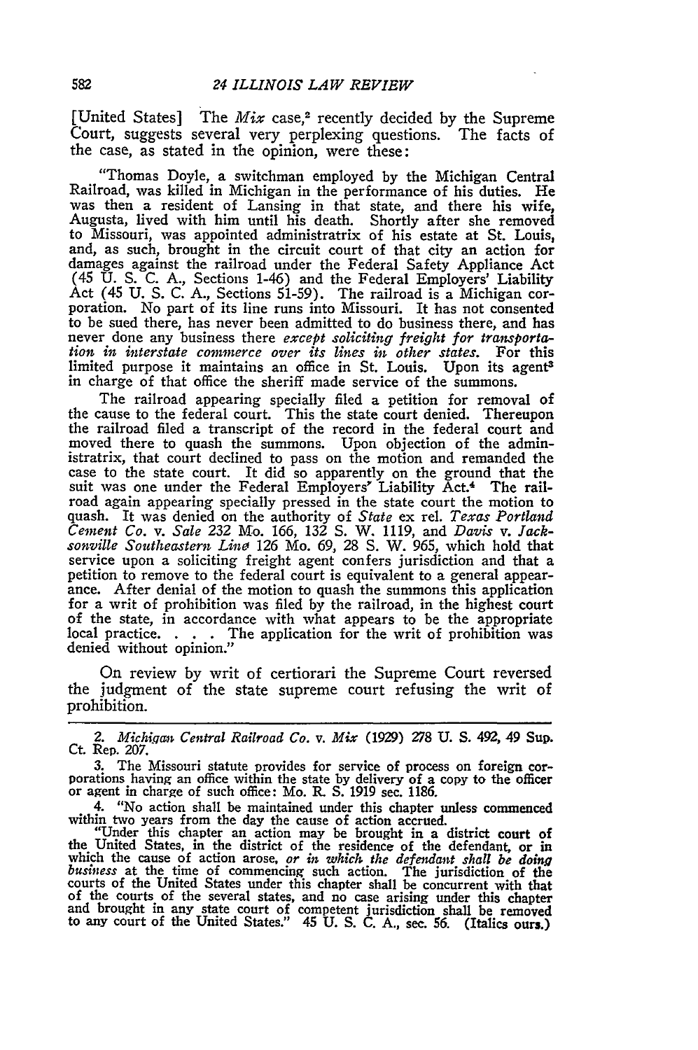[United States] The *Mix* case,[2] recently decided by the Supreme Court, suggests several very perplexing questions. The facts of the case, as stated in the opinion, were these:

> "Thomas Doyle, a switchman employed by the Michigan Central Railroad, was killed in Michigan in the performance of his duties. He was then a resident of Lansing in that state, and there his wife, Augusta, lived with him until his death. Shortly after she removed to Missouri, was appointed administratrix of his estate at St. Louis, and, as such, brought in the circuit court of that city an action for damages against the railroad under the Federal Safety Appliance Act (45 U. S. C. A., Sections 1-46) and the Federal Employers' Liability Act (45 U. S. C. A., Sections 51-59). The railroad is a Michigan corporation. No part of its line runs into Missouri. It has not consented to be sued there, has never been admitted to do business there, and has never done any business there *except soliciting freight for transportation in interstate commerce over its lines in other states.* For this limited purpose it maintains an office in St. Louis. Upon its agent[3] in charge of that office the sheriff made service of the summons.
>
> The railroad appearing specially filed a petition for removal of the cause to the federal court. This the state court denied. Thereupon the railroad filed a transcript of the record in the federal court and moved there to quash the summons. Upon objection of the administratrix, that court declined to pass on the motion and remanded the case to the state court. It did so apparently on the ground that the suit was one under the Federal Employers' Liability Act.[4] The railroad again appearing specially pressed in the state court the motion to quash. It was denied on the authority of *State* ex rel. *Texas Portland Cement Co.* v. *Sale* 232 Mo. 166, 132 S. W. 1119, and *Davis* v. *Jacksonville Southeastern Line* 126 Mo. 69, 28 S. W. 965, which hold that service upon a soliciting freight agent confers jurisdiction and that a petition to remove to the federal court is equivalent to a general appearance. After denial of the motion to quash the summons this application for a writ of prohibition was filed by the railroad, in the highest court of the state, in accordance with what appears to be the appropriate local practice. . . . The application for the writ of prohibition was denied without opinion."

On review by writ of certiorari the Supreme Court reversed the judgment of the state supreme court refusing the writ of prohibition.

---

2. *Michigan Central Railroad Co.* v. *Mix* (1929) 278 U. S. 492, 49 Sup. Ct. Rep. 207.

3. The Missouri statute provides for service of process on foreign corporations having an office within the state by delivery of a copy to the officer or agent in charge of such office: Mo. R. S. 1919 sec. 1186.

4. "No action shall be maintained under this chapter unless commenced within two years from the day the cause of action accrued.

"Under this chapter an action may be brought in a district court of the United States, in the district of the residence of the defendant, or in which the cause of action arose, *or in which the defendant shall be doing business* at the time of commencing such action. The jurisdiction of the courts of the United States under this chapter shall be concurrent with that of the courts of the several states, and no case arising under this chapter and brought in any state court of competent jurisdiction shall be removed to any court of the United States." 45 U. S. C. A., sec. 56. (Italics ours.)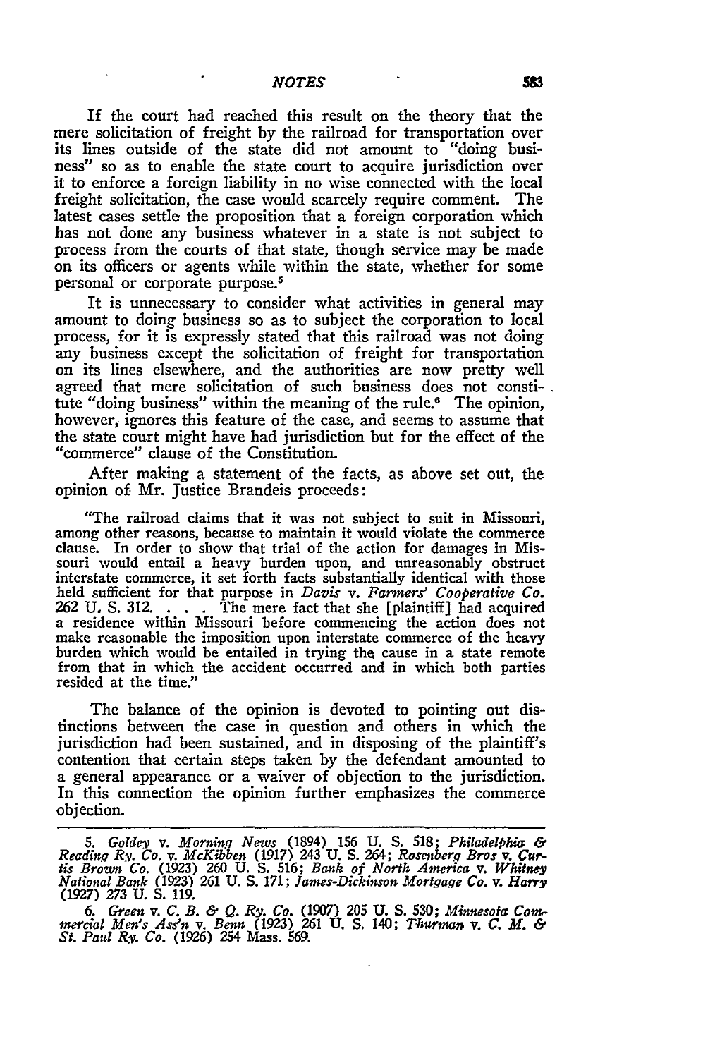If the court had reached this result on the theory that the mere solicitation of freight by the railroad for transportation over its lines outside of the state did not amount to "doing business" so as to enable the state court to acquire jurisdiction over it to enforce a foreign liability in no wise connected with the local freight solicitation, the case would scarcely require comment. The latest cases settle the proposition that a foreign corporation which has not done any business whatever in a state is not subject to process from the courts of that state, though service may be made on its officers or agents while within the state, whether for some personal or corporate purpose.[5]

It is unnecessary to consider what activities in general may amount to doing business so as to subject the corporation to local process, for it is expressly stated that this railroad was not doing any business except the solicitation of freight for transportation on its lines elsewhere, and the authorities are now pretty well agreed that mere solicitation of such business does not constitute "doing business" within the meaning of the rule.[6] The opinion, however, ignores this feature of the case, and seems to assume that the state court might have had jurisdiction but for the effect of the "commerce" clause of the Constitution.

After making a statement of the facts, as above set out, the opinion of Mr. Justice Brandeis proceeds:

> "The railroad claims that it was not subject to suit in Missouri, among other reasons, because to maintain it would violate the commerce clause. In order to show that trial of the action for damages in Missouri would entail a heavy burden upon, and unreasonably obstruct interstate commerce, it set forth facts substantially identical with those held sufficient for that purpose in *Davis* v. *Farmers' Cooperative Co.* 262 U. S. 312. . . . The mere fact that she [plaintiff] had acquired a residence within Missouri before commencing the action does not make reasonable the imposition upon interstate commerce of the heavy burden which would be entailed in trying the cause in a state remote from that in which the accident occurred and in which both parties resided at the time."

The balance of the opinion is devoted to pointing out distinctions between the case in question and others in which the jurisdiction had been sustained, and in disposing of the plaintiff's contention that certain steps taken by the defendant amounted to a general appearance or a waiver of objection to the jurisdiction. In this connection the opinion further emphasizes the commerce objection.

---

5. *Goldey* v. *Morning News* (1894) 156 U. S. 518; *Philadelphia & Reading Ry. Co.* v. *McKibben* (1917) 243 U. S. 264; *Rosenberg Bros* v. *Curtis Brown Co.* (1923) 260 U. S. 516; *Bank of North America* v. *Whitney National Bank* (1923) 261 U. S. 171; *James-Dickinson Mortgage Co.* v. *Harry* (1927) 273 U. S. 119.

6. *Green* v. *C. B. & Q. Ry. Co.* (1907) 205 U. S. 530; *Minnesota Commercial Men's Ass'n* v. *Benn* (1923) 261 U. S. 140; *Thurman* v. *C. M. & St. Paul Ry. Co.* (1926) 254 Mass. 569.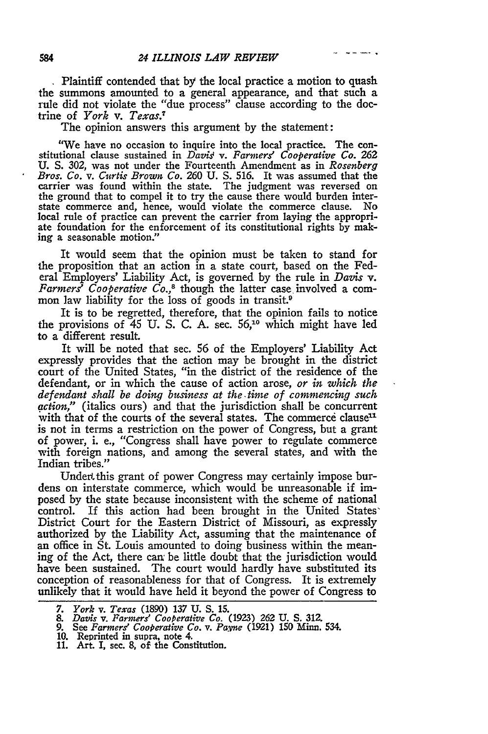Plaintiff contended that by the local practice a motion to quash the summons amounted to a general appearance, and that such a rule did not violate the "due process" clause according to the doctrine of *York* v. *Texas*.[7]

The opinion answers this argument by the statement:

> "We have no occasion to inquire into the local practice. The constitutional clause sustained in *Davis* v. *Farmers' Cooperative Co.* 262 U. S. 302, was not under the Fourteenth Amendment as in *Rosenberg Bros. Co.* v. *Curtis Brown Co.* 260 U. S. 516. It was assumed that the carrier was found within the state. The judgment was reversed on the ground that to compel it to try the cause there would burden interstate commerce and, hence, would violate the commerce clause. No local rule of practice can prevent the carrier from laying the appropriate foundation for the enforcement of its constitutional rights by making a seasonable motion."

It would seem that the opinion must be taken to stand for the proposition that an action in a state court, based on the Federal Employers' Liability Act, is governed by the rule in *Davis* v. *Farmers' Cooperative Co.*,[8] though the latter case involved a common law liability for the loss of goods in transit.[9]

It is to be regretted, therefore, that the opinion fails to notice the provisions of 45 U. S. C. A. sec. 56,[10] which might have led to a different result.

It will be noted that sec. 56 of the Employers' Liability Act expressly provides that the action may be brought in the district court of the United States, "in the district of the residence of the defendant, or in which the cause of action arose, *or in which the defendant shall be doing business at the time of commencing such action*," (italics ours) and that the jurisdiction shall be concurrent with that of the courts of the several states. The commerce clause[11] is not in terms a restriction on the power of Congress, but a grant of power, i. e., "Congress shall have power to regulate commerce with foreign nations, and among the several states, and with the Indian tribes."

Under this grant of power Congress may certainly impose burdens on interstate commerce, which would be unreasonable if imposed by the state because inconsistent with the scheme of national control. If this action had been brought in the United States' District Court for the Eastern District of Missouri, as expressly authorized by the Liability Act, assuming that the maintenance of an office in St. Louis amounted to doing business within the meaning of the Act, there can be little doubt that the jurisdiction would have been sustained. The court would hardly have substituted its conception of reasonableness for that of Congress. It is extremely unlikely that it would have held it beyond the power of Congress to

---

7. *York* v. *Texas* (1890) 137 U. S. 15.
8. *Davis* v. *Farmers' Cooperative Co.* (1923) 262 U. S. 312.
9. See *Farmers' Cooperative Co.* v. *Payne* (1921) 150 Minn. 534.
10. Reprinted in supra, note 4.
11. Art. I, sec. 8, of the Constitution.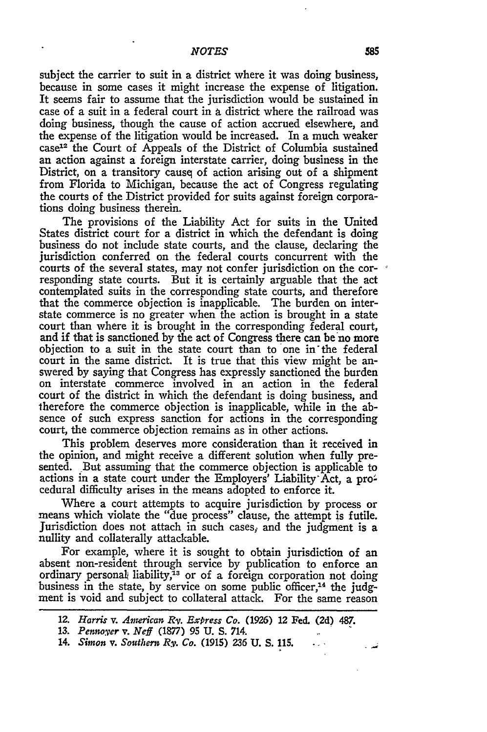subject the carrier to suit in a district where it was doing business, because in some cases it might increase the expense of litigation. It seems fair to assume that the jurisdiction would be sustained in case of a suit in a federal court in a district where the railroad was doing business, though the cause of action accrued elsewhere, and the expense of the litigation would be increased. In a much weaker case[12] the Court of Appeals of the District of Columbia sustained an action against a foreign interstate carrier, doing business in the District, on a transitory cause of action arising out of a shipment from Florida to Michigan, because the act of Congress regulating the courts of the District provided for suits against foreign corporations doing business therein.

The provisions of the Liability Act for suits in the United States district court for a district in which the defendant is doing business do not include state courts, and the clause, declaring the jurisdiction conferred on the federal courts concurrent with the courts of the several states, may not confer jurisdiction on the corresponding state courts. But it is certainly arguable that the act contemplated suits in the corresponding state courts, and therefore that the commerce objection is inapplicable. The burden on interstate commerce is no greater when the action is brought in a state court than where it is brought in the corresponding federal court, and if that is sanctioned by the act of Congress there can be no more objection to a suit in the state court than to one in the federal court in the same district. It is true that this view might be answered by saying that Congress has expressly sanctioned the burden on interstate commerce involved in an action in the federal court of the district in which the defendant is doing business, and therefore the commerce objection is inapplicable, while in the absence of such express sanction for actions in the corresponding court, the commerce objection remains as in other actions.

This problem deserves more consideration than it received in the opinion, and might receive a different solution when fully presented. But assuming that the commerce objection is applicable to actions in a state court under the Employers' Liability Act, a procedural difficulty arises in the means adopted to enforce it.

Where a court attempts to acquire jurisdiction by process or means which violate the "due process" clause, the attempt is futile. Jurisdiction does not attach in such cases, and the judgment is a nullity and collaterally attackable.

For example, where it is sought to obtain jurisdiction of an absent non-resident through service by publication to enforce an ordinary personal liability,[13] or of a foreign corporation not doing business in the state, by service on some public officer,[14] the judgment is void and subject to collateral attack. For the same reason

---

12. *Harris v. American Ry. Express Co.* (1926) 12 Fed. (2d) 487.

13. *Pennoyer v. Neff* (1877) 95 U. S. 714.

14. *Simon v. Southern Ry. Co.* (1915) 236 U. S. 115.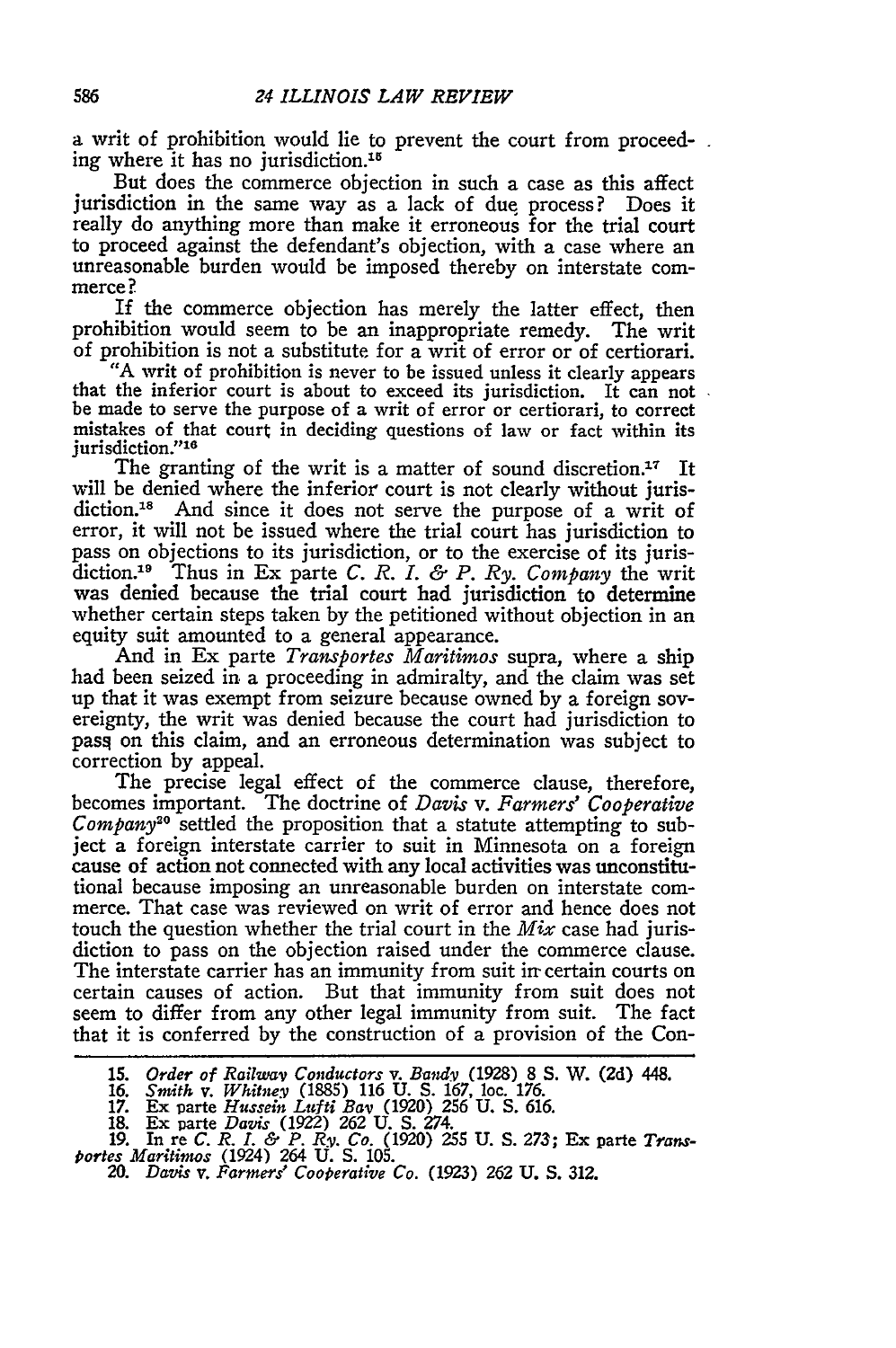a writ of prohibition would lie to prevent the court from proceeding where it has no jurisdiction.[15]

But does the commerce objection in such a case as this affect jurisdiction in the same way as a lack of due process? Does it really do anything more than make it erroneous for the trial court to proceed against the defendant's objection, with a case where an unreasonable burden would be imposed thereby on interstate commerce?

If the commerce objection has merely the latter effect, then prohibition would seem to be an inappropriate remedy. The writ of prohibition is not a substitute for a writ of error or of certiorari.

> "A writ of prohibition is never to be issued unless it clearly appears that the inferior court is about to exceed its jurisdiction. It can not be made to serve the purpose of a writ of error or certiorari, to correct mistakes of that court in deciding questions of law or fact within its jurisdiction."[16]

The granting of the writ is a matter of sound discretion.[17] It will be denied where the inferior court is not clearly without jurisdiction.[18] And since it does not serve the purpose of a writ of error, it will not be issued where the trial court has jurisdiction to pass on objections to its jurisdiction, or to the exercise of its jurisdiction.[19] Thus in Ex parte *C. R. I. & P. Ry. Company* the writ was denied because the trial court had jurisdiction to determine whether certain steps taken by the petitioned without objection in an equity suit amounted to a general appearance.

And in Ex parte *Transportes Maritimos* supra, where a ship had been seized in a proceeding in admiralty, and the claim was set up that it was exempt from seizure because owned by a foreign sovereignty, the writ was denied because the court had jurisdiction to pass on this claim, and an erroneous determination was subject to correction by appeal.

The precise legal effect of the commerce clause, therefore, becomes important. The doctrine of *Davis* v. *Farmers' Cooperative Company*[20] settled the proposition that a statute attempting to subject a foreign interstate carrier to suit in Minnesota on a foreign cause of action not connected with any local activities was unconstitutional because imposing an unreasonable burden on interstate commerce. That case was reviewed on writ of error and hence does not touch the question whether the trial court in the *Mix* case had jurisdiction to pass on the objection raised under the commerce clause. The interstate carrier has an immunity from suit in certain courts on certain causes of action. But that immunity from suit does not seem to differ from any other legal immunity from suit. The fact that it is conferred by the construction of a provision of the Con-

15. *Order of Railway Conductors* v. *Bandy* (1928) 8 S. W. (2d) 448.
16. *Smith* v. *Whitney* (1885) 116 U. S. 167, loc. 176.
17. Ex parte *Hussein Lufti Bay* (1920) 256 U. S. 616.
18. Ex parte *Davis* (1922) 262 U. S. 274.
19. In re *C. R. I. & P. Ry. Co.* (1920) 255 U. S. 273; Ex parte *Transportes Maritimos* (1924) 264 U. S. 105.
20. *Davis* v. *Farmers' Cooperative Co.* (1923) 262 U. S. 312.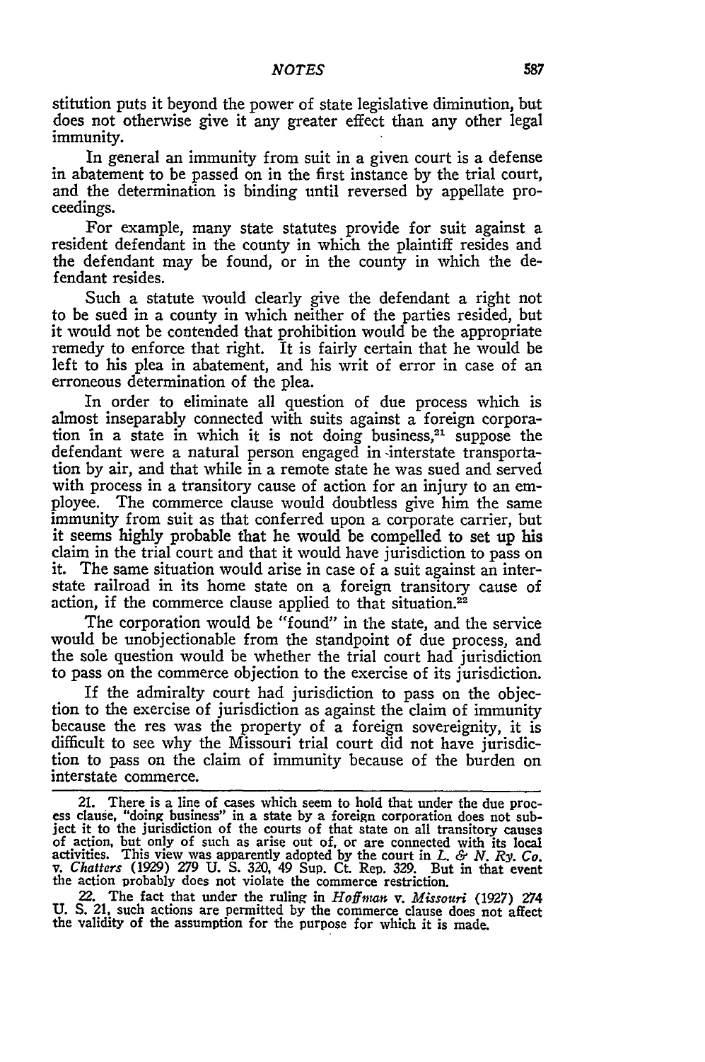stitution puts it beyond the power of state legislative diminution, but does not otherwise give it any greater effect than any other legal immunity.

In general an immunity from suit in a given court is a defense in abatement to be passed on in the first instance by the trial court, and the determination is binding until reversed by appellate proceedings.

For example, many state statutes provide for suit against a resident defendant in the county in which the plaintiff resides and the defendant may be found, or in the county in which the defendant resides.

Such a statute would clearly give the defendant a right not to be sued in a county in which neither of the parties resided, but it would not be contended that prohibition would be the appropriate remedy to enforce that right. It is fairly certain that he would be left to his plea in abatement, and his writ of error in case of an erroneous determination of the plea.

In order to eliminate all question of due process which is almost inseparably connected with suits against a foreign corporation in a state in which it is not doing business,[21] suppose the defendant were a natural person engaged in interstate transportation by air, and that while in a remote state he was sued and served with process in a transitory cause of action for an injury to an employee. The commerce clause would doubtless give him the same immunity from suit as that conferred upon a corporate carrier, but it seems highly probable that he would be compelled to set up his claim in the trial court and that it would have jurisdiction to pass on it. The same situation would arise in case of a suit against an interstate railroad in its home state on a foreign transitory cause of action, if the commerce clause applied to that situation.[22]

The corporation would be "found" in the state, and the service would be unobjectionable from the standpoint of due process, and the sole question would be whether the trial court had jurisdiction to pass on the commerce objection to the exercise of its jurisdiction.

If the admiralty court had jurisdiction to pass on the objection to the exercise of jurisdiction as against the claim of immunity because the res was the property of a foreign sovereignity, it is difficult to see why the Missouri trial court did not have jurisdiction to pass on the claim of immunity because of the burden on interstate commerce.

---

21. There is a line of cases which seem to hold that under the due process clause, "doing business" in a state by a foreign corporation does not subject it to the jurisdiction of the courts of that state on all transitory causes of action, but only of such as arise out of, or are connected with its local activities. This view was apparently adopted by the court in *L. & N. Ry. Co. v. Chatters* (1929) 279 U. S. 320, 49 Sup. Ct. Rep. 329. But in that event the action probably does not violate the commerce restriction.

22. The fact that under the ruling in *Hoffman v. Missouri* (1927) 274 U. S. 21, such actions are permitted by the commerce clause does not affect the validity of the assumption for the purpose for which it is made.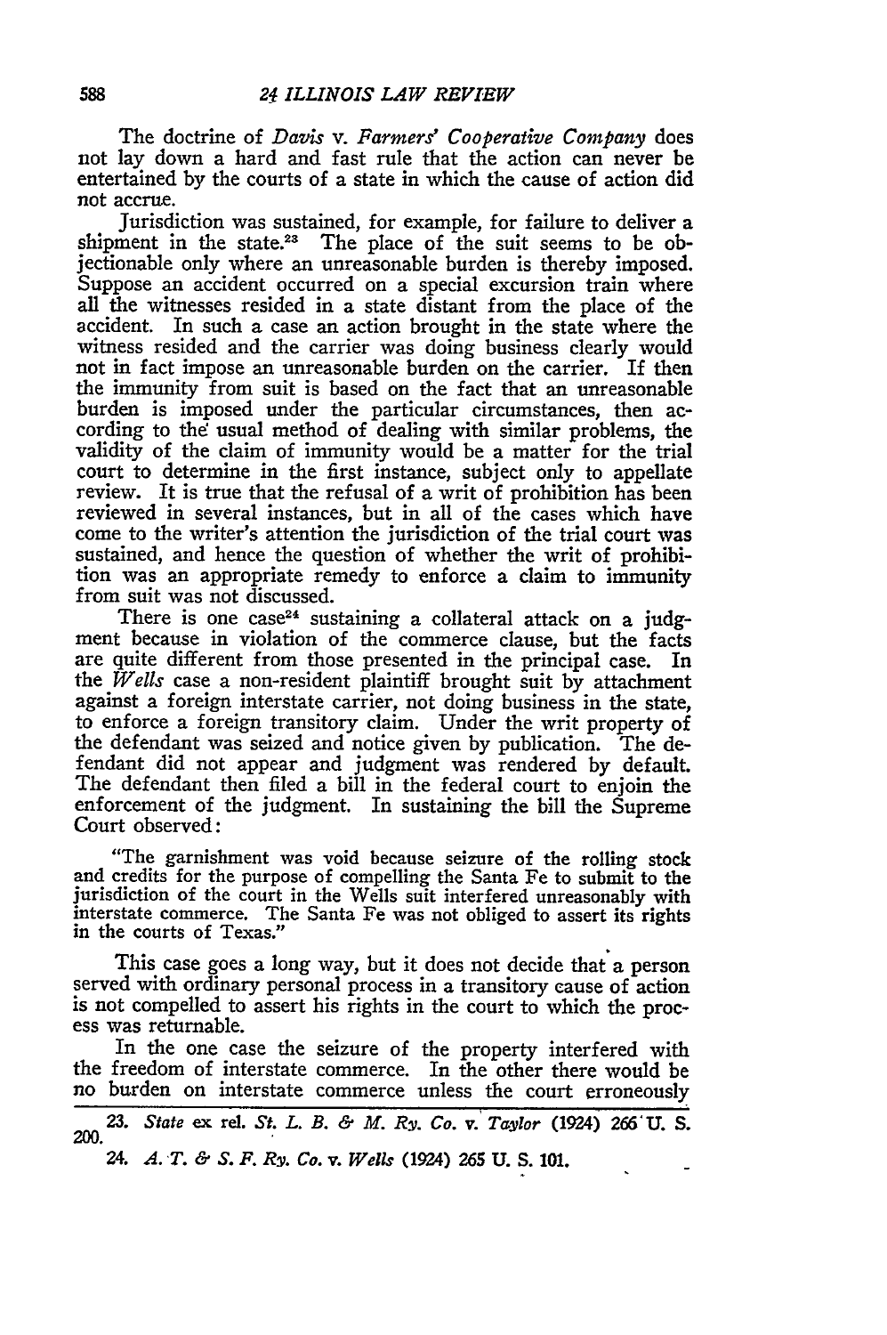The doctrine of *Davis* v. *Farmers' Cooperative Company* does not lay down a hard and fast rule that the action can never be entertained by the courts of a state in which the cause of action did not accrue.

Jurisdiction was sustained, for example, for failure to deliver a shipment in the state.[23] The place of the suit seems to be objectionable only where an unreasonable burden is thereby imposed. Suppose an accident occurred on a special excursion train where all the witnesses resided in a state distant from the place of the accident. In such a case an action brought in the state where the witness resided and the carrier was doing business clearly would not in fact impose an unreasonable burden on the carrier. If then the immunity from suit is based on the fact that an unreasonable burden is imposed under the particular circumstances, then according to the usual method of dealing with similar problems, the validity of the claim of immunity would be a matter for the trial court to determine in the first instance, subject only to appellate review. It is true that the refusal of a writ of prohibition has been reviewed in several instances, but in all of the cases which have come to the writer's attention the jurisdiction of the trial court was sustained, and hence the question of whether the writ of prohibition was an appropriate remedy to enforce a claim to immunity from suit was not discussed.

There is one case[24] sustaining a collateral attack on a judgment because in violation of the commerce clause, but the facts are quite different from those presented in the principal case. In the *Wells* case a non-resident plaintiff brought suit by attachment against a foreign interstate carrier, not doing business in the state, to enforce a foreign transitory claim. Under the writ property of the defendant was seized and notice given by publication. The defendant did not appear and judgment was rendered by default. The defendant then filed a bill in the federal court to enjoin the enforcement of the judgment. In sustaining the bill the Supreme Court observed:

> "The garnishment was void because seizure of the rolling stock and credits for the purpose of compelling the Santa Fe to submit to the jurisdiction of the court in the Wells suit interfered unreasonably with interstate commerce. The Santa Fe was not obliged to assert its rights in the courts of Texas."

This case goes a long way, but it does not decide that a person served with ordinary personal process in a transitory cause of action is not compelled to assert his rights in the court to which the process was returnable.

In the one case the seizure of the property interfered with the freedom of interstate commerce. In the other there would be no burden on interstate commerce unless the court erroneously

---

23. *State* ex rel. *St. L. B. & M. Ry. Co.* v. *Taylor* (1924) 266 U. S. 200.

24. *A. T. & S. F. Ry. Co.* v. *Wells* (1924) 265 U. S. 101.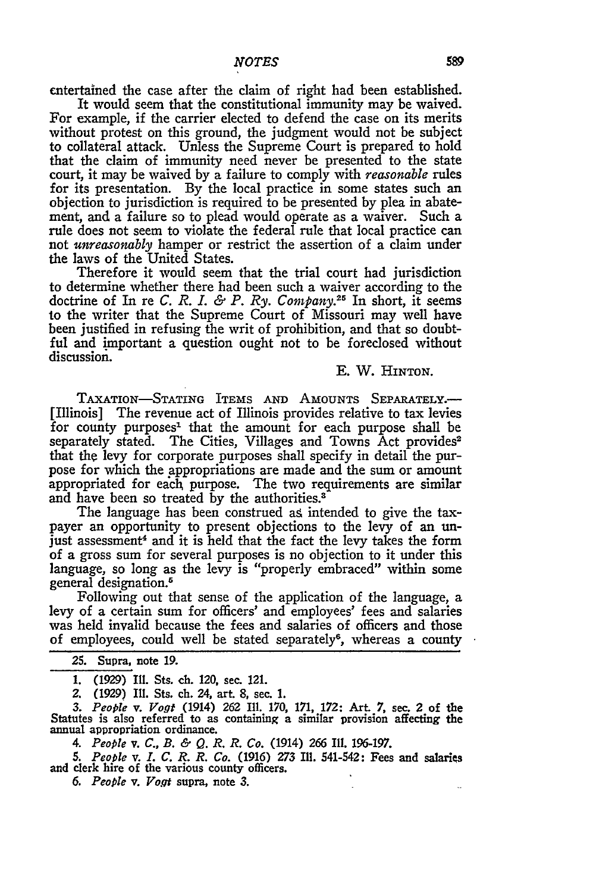entertained the case after the claim of right had been established.

It would seem that the constitutional immunity may be waived. For example, if the carrier elected to defend the case on its merits without protest on this ground, the judgment would not be subject to collateral attack. Unless the Supreme Court is prepared to hold that the claim of immunity need never be presented to the state court, it may be waived by a failure to comply with *reasonable* rules for its presentation. By the local practice in some states such an objection to jurisdiction is required to be presented by plea in abatement, and a failure so to plead would operate as a waiver. Such a rule does not seem to violate the federal rule that local practice can not *unreasonably* hamper or restrict the assertion of a claim under the laws of the United States.

Therefore it would seem that the trial court had jurisdiction to determine whether there had been such a waiver according to the doctrine of In re *C. R. I. & P. Ry. Company.*[25] In short, it seems to the writer that the Supreme Court of Missouri may well have been justified in refusing the writ of prohibition, and that so doubtful and important a question ought not to be foreclosed without discussion.

E. W. HINTON.

TAXATION—STATING ITEMS AND AMOUNTS SEPARATELY.—[Illinois] The revenue act of Illinois provides relative to tax levies for county purposes[1] that the amount for each purpose shall be separately stated. The Cities, Villages and Towns Act provides[2] that the levy for corporate purposes shall specify in detail the purpose for which the appropriations are made and the sum or amount appropriated for each purpose. The two requirements are similar and have been so treated by the authorities.[3]

The language has been construed as intended to give the taxpayer an opportunity to present objections to the levy of an unjust assessment[4] and it is held that the fact the levy takes the form of a gross sum for several purposes is no objection to it under this language, so long as the levy is "properly embraced" within some general designation.[5]

Following out that sense of the application of the language, a levy of a certain sum for officers' and employees' fees and salaries was held invalid because the fees and salaries of officers and those of employees, could well be stated separately[6], whereas a county

---

25. Supra, note 19.

1. (1929) Ill. Sts. ch. 120, sec. 121.

2. (1929) Ill. Sts. ch. 24, art. 8, sec. 1.

3. *People* v. *Vogt* (1914) 262 Ill. 170, 171, 172: Art. 7, sec. 2 of the Statutes is also referred to as containing a similar provision affecting the annual appropriation ordinance.

4. *People* v. *C., B. & Q. R. R. Co.* (1914) 266 Ill. 196-197.

5. *People* v. *I. C. R. R. Co.* (1916) 273 Ill. 541-542: Fees and salaries and clerk hire of the various county officers.

6. *People* v. *Vogt* supra, note 3.